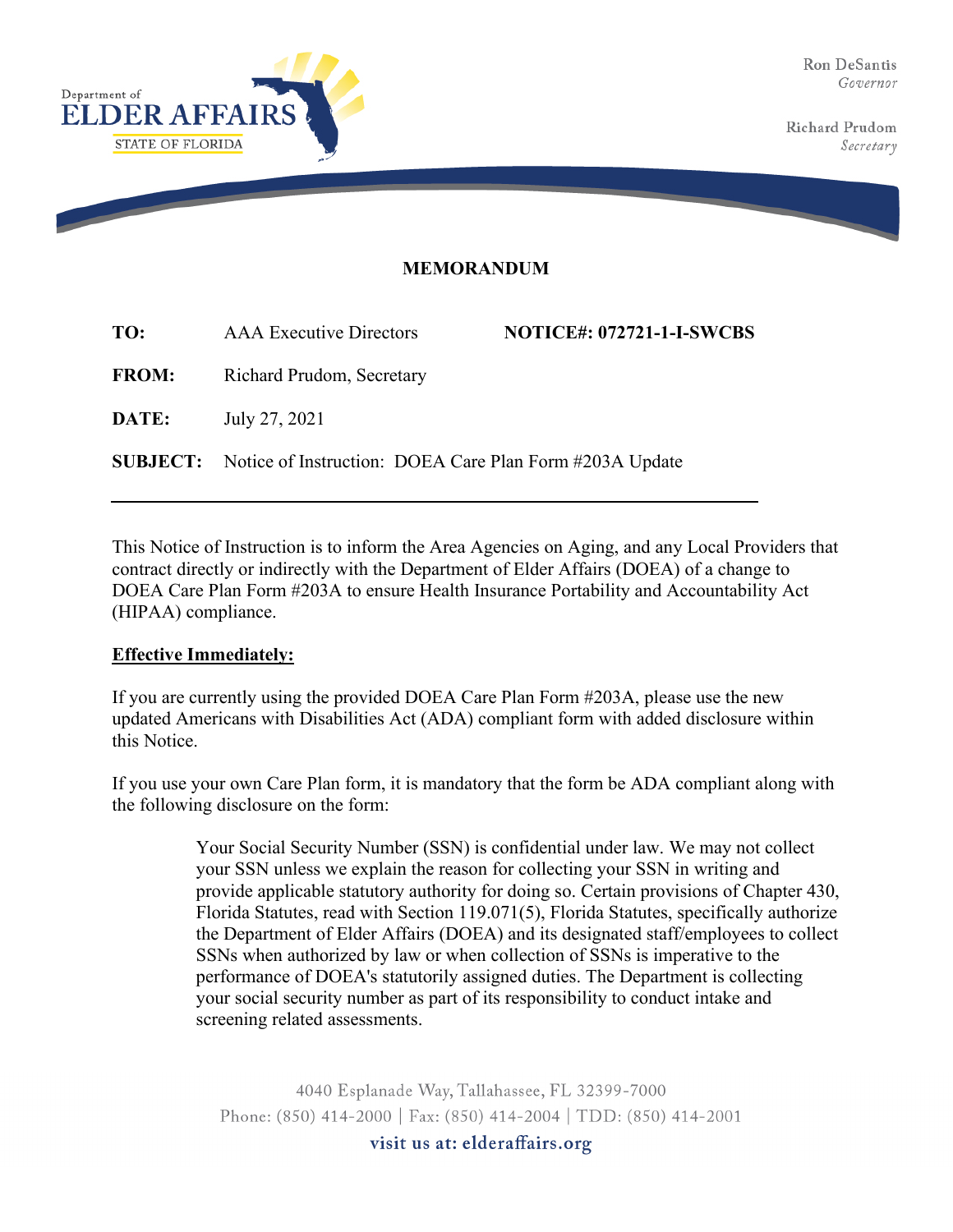Department of
ELDER AFFAIRS
STATE OF FLORIDA

Ron DeSantis
*Governor*

Richard Prudom
*Secretary*

**MEMORANDUM**

**TO:** AAA Executive Directors **NOTICE#: 072721-1-I-SWCBS**

**FROM:** Richard Prudom, Secretary

**DATE:** July 27, 2021

**SUBJECT:** Notice of Instruction: DOEA Care Plan Form #203A Update

---

This Notice of Instruction is to inform the Area Agencies on Aging, and any Local Providers that contract directly or indirectly with the Department of Elder Affairs (DOEA) of a change to DOEA Care Plan Form #203A to ensure Health Insurance Portability and Accountability Act (HIPAA) compliance.

**<u>Effective Immediately:</u>**

If you are currently using the provided DOEA Care Plan Form #203A, please use the new updated Americans with Disabilities Act (ADA) compliant form with added disclosure within this Notice.

If you use your own Care Plan form, it is mandatory that the form be ADA compliant along with the following disclosure on the form:

> Your Social Security Number (SSN) is confidential under law. We may not collect your SSN unless we explain the reason for collecting your SSN in writing and provide applicable statutory authority for doing so. Certain provisions of Chapter 430, Florida Statutes, read with Section 119.071(5), Florida Statutes, specifically authorize the Department of Elder Affairs (DOEA) and its designated staff/employees to collect SSNs when authorized by law or when collection of SSNs is imperative to the performance of DOEA's statutorily assigned duties. The Department is collecting your social security number as part of its responsibility to conduct intake and screening related assessments.

4040 Esplanade Way, Tallahassee, FL 32399-7000
Phone: (850) 414-2000 | Fax: (850) 414-2004 | TDD: (850) 414-2001
visit us at: elderaffairs.org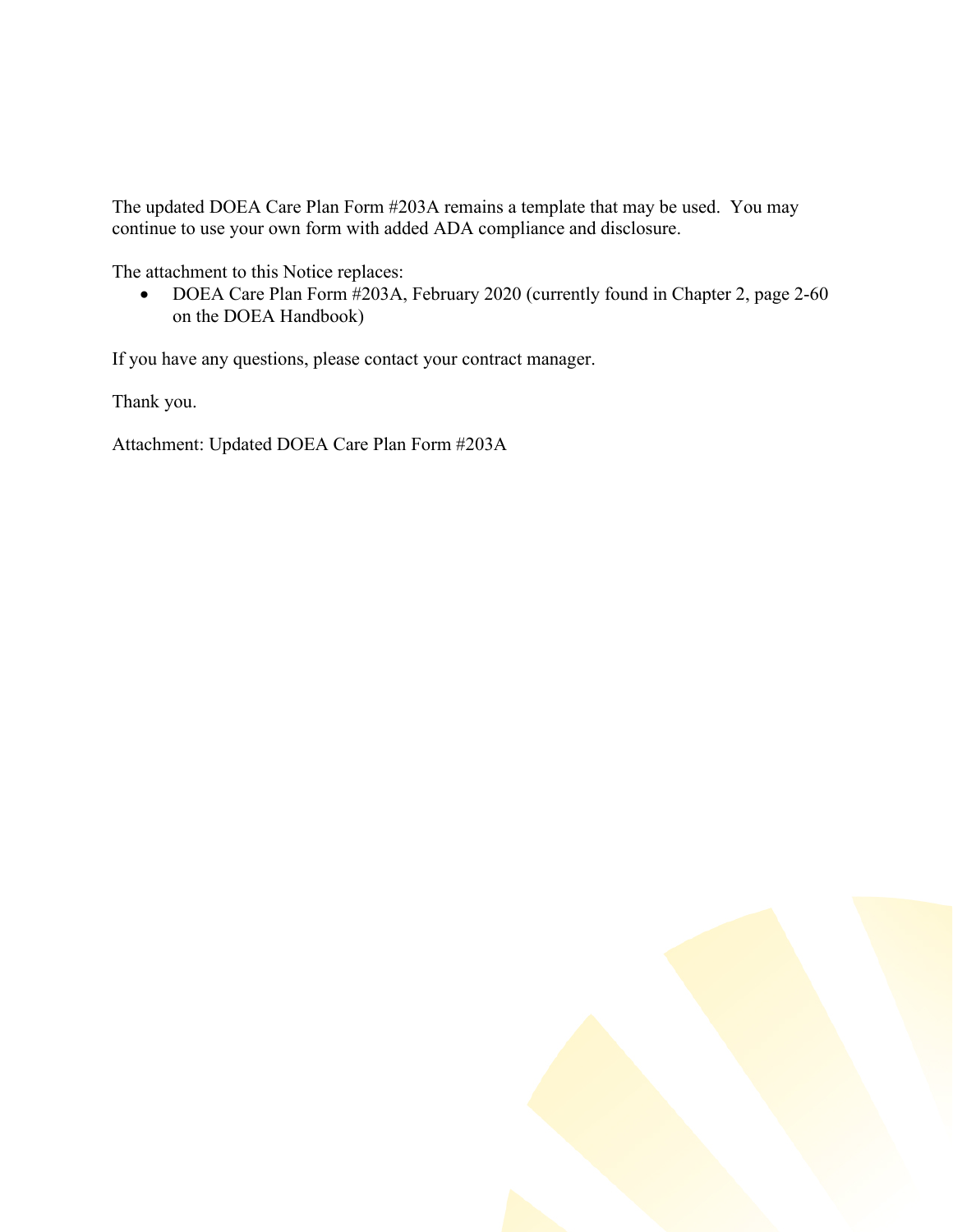The updated DOEA Care Plan Form #203A remains a template that may be used. You may continue to use your own form with added ADA compliance and disclosure.

The attachment to this Notice replaces:

- DOEA Care Plan Form #203A, February 2020 (currently found in Chapter 2, page 2-60 on the DOEA Handbook)

If you have any questions, please contact your contract manager.

Thank you.

Attachment: Updated DOEA Care Plan Form #203A